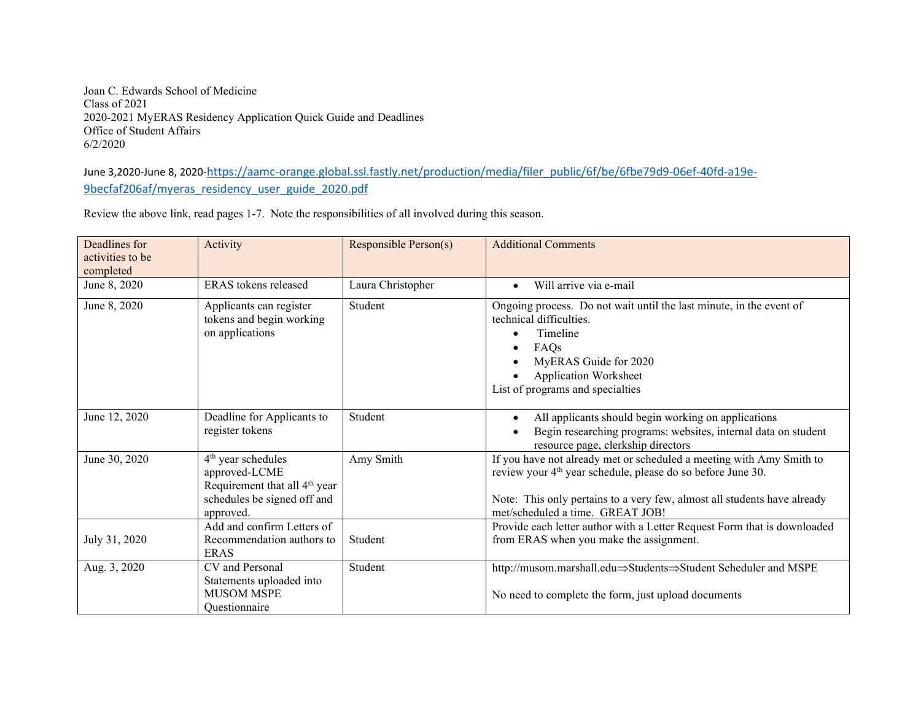Joan C. Edwards School of Medicine
Class of 2021
2020-2021 MyERAS Residency Application Quick Guide and Deadlines
Office of Student Affairs
6/2/2020

June 3,2020-June 8, 2020-https://aamc-orange.global.ssl.fastly.net/production/media/filer_public/6f/be/6fbe79d9-06ef-40fd-a19e-9becfaf206af/myeras_residency_user_guide_2020.pdf

Review the above link, read pages 1-7. Note the responsibilities of all involved during this season.

| Deadlines for activities to be completed | Activity | Responsible Person(s) | Additional Comments |
|---|---|---|---|
| June 8, 2020 | ERAS tokens released | Laura Christopher | • Will arrive via e-mail |
| June 8, 2020 | Applicants can register tokens and begin working on applications | Student | Ongoing process. Do not wait until the last minute, in the event of technical difficulties.<br>• Timeline<br>• FAQs<br>• MyERAS Guide for 2020<br>• Application Worksheet<br>List of programs and specialties |
| June 12, 2020 | Deadline for Applicants to register tokens | Student | • All applicants should begin working on applications<br>• Begin researching programs: websites, internal data on student resource page, clerkship directors |
| June 30, 2020 | 4th year schedules approved-LCME Requirement that all 4th year schedules be signed off and approved. | Amy Smith | If you have not already met or scheduled a meeting with Amy Smith to review your 4th year schedule, please do so before June 30.<br><br>Note: This only pertains to a very few, almost all students have already met/scheduled a time. GREAT JOB! |
| July 31, 2020 | Add and confirm Letters of Recommendation authors to ERAS | Student | Provide each letter author with a Letter Request Form that is downloaded from ERAS when you make the assignment. |
| Aug. 3, 2020 | CV and Personal Statements uploaded into MUSOM MSPE Questionnaire | Student | http://musom.marshall.edu⇒Students⇒Student Scheduler and MSPE<br><br>No need to complete the form, just upload documents |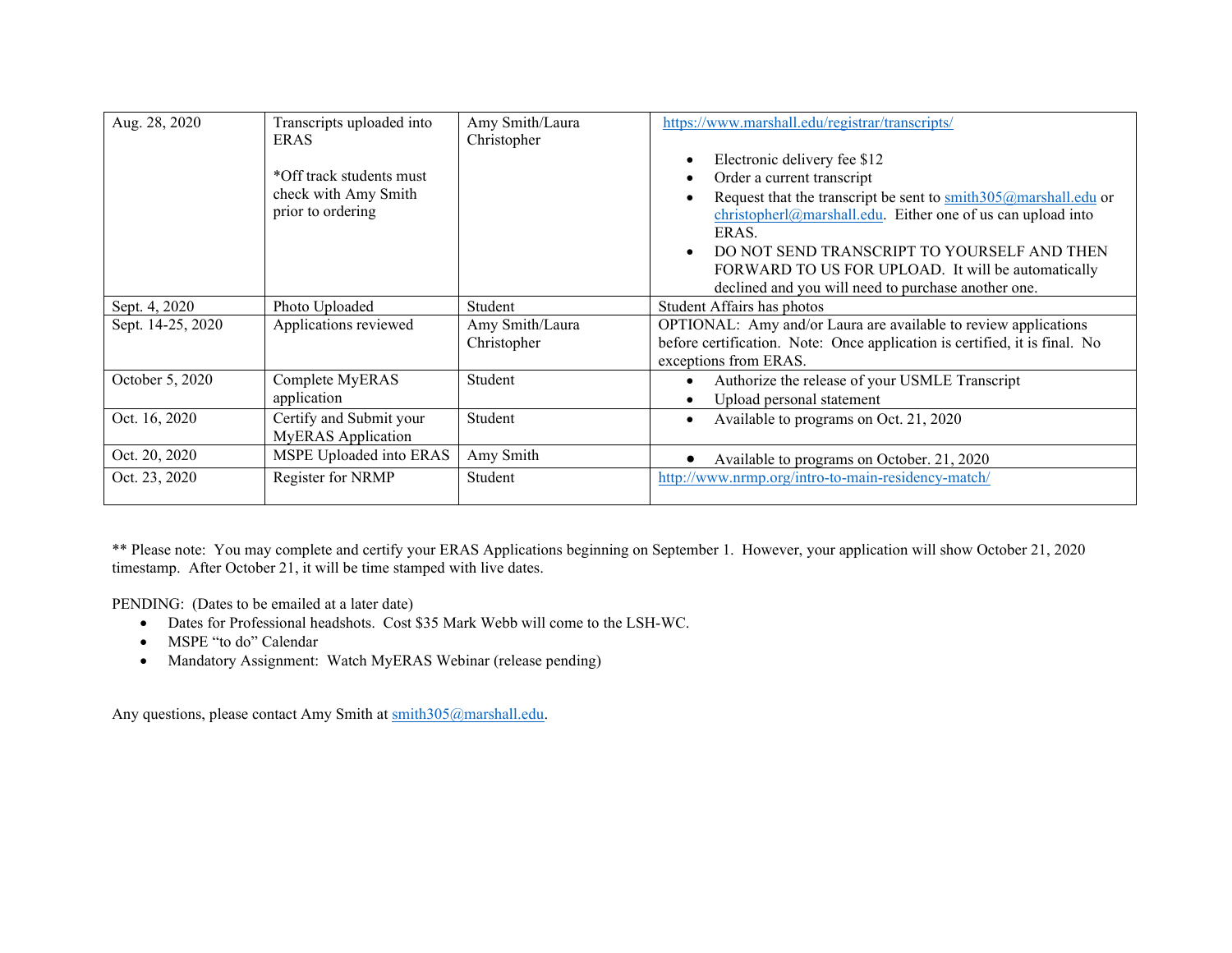| | | | |
|---|---|---|---|
| Aug. 28, 2020 | Transcripts uploaded into ERAS<br><br>*Off track students must check with Amy Smith prior to ordering | Amy Smith/Laura Christopher | https://www.marshall.edu/registrar/transcripts/<br><br>• Electronic delivery fee $12<br>• Order a current transcript<br>• Request that the transcript be sent to smith305@marshall.edu or christopherl@marshall.edu. Either one of us can upload into ERAS.<br>• DO NOT SEND TRANSCRIPT TO YOURSELF AND THEN FORWARD TO US FOR UPLOAD. It will be automatically declined and you will need to purchase another one. |
| Sept. 4, 2020 | Photo Uploaded | Student | Student Affairs has photos |
| Sept. 14-25, 2020 | Applications reviewed | Amy Smith/Laura Christopher | OPTIONAL: Amy and/or Laura are available to review applications before certification. Note: Once application is certified, it is final. No exceptions from ERAS. |
| October 5, 2020 | Complete MyERAS application | Student | • Authorize the release of your USMLE Transcript<br>• Upload personal statement |
| Oct. 16, 2020 | Certify and Submit your MyERAS Application | Student | • Available to programs on Oct. 21, 2020 |
| Oct. 20, 2020 | MSPE Uploaded into ERAS | Amy Smith | • Available to programs on October. 21, 2020 |
| Oct. 23, 2020 | Register for NRMP | Student | http://www.nrmp.org/intro-to-main-residency-match/ |

** Please note: You may complete and certify your ERAS Applications beginning on September 1. However, your application will show October 21, 2020 timestamp. After October 21, it will be time stamped with live dates.

PENDING: (Dates to be emailed at a later date)

- Dates for Professional headshots. Cost $35 Mark Webb will come to the LSH-WC.
- MSPE "to do" Calendar
- Mandatory Assignment: Watch MyERAS Webinar (release pending)

Any questions, please contact Amy Smith at smith305@marshall.edu.